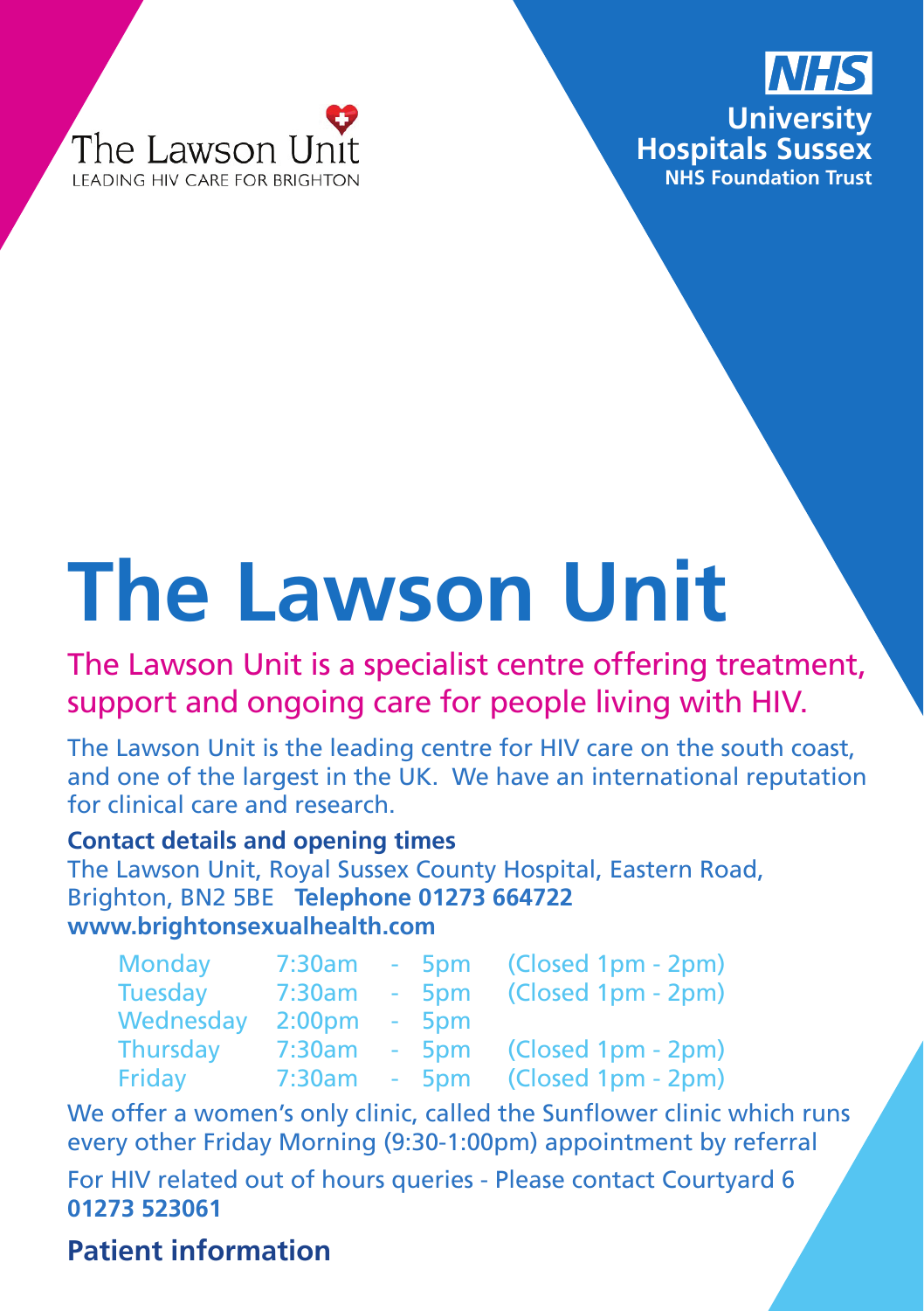The Lawson Unit
LEADING HIV CARE FOR BRIGHTON

**NHS**
**University Hospitals Sussex**
**NHS Foundation Trust**

# The Lawson Unit

## The Lawson Unit is a specialist centre offering treatment, support and ongoing care for people living with HIV.

The Lawson Unit is the leading centre for HIV care on the south coast, and one of the largest in the UK. We have an international reputation for clinical care and research.

**Contact details and opening times**

The Lawson Unit, Royal Sussex County Hospital, Eastern Road, Brighton, BN2 5BE **Telephone 01273 664722**
**www.brightonsexualhealth.com**

| | | | | |
|---|---|---|---|---|
| Monday | 7:30am | - | 5pm | (Closed 1pm - 2pm) |
| Tuesday | 7:30am | - | 5pm | (Closed 1pm - 2pm) |
| Wednesday | 2:00pm | - | 5pm | |
| Thursday | 7:30am | - | 5pm | (Closed 1pm - 2pm) |
| Friday | 7:30am | - | 5pm | (Closed 1pm - 2pm) |

We offer a women's only clinic, called the Sunflower clinic which runs every other Friday Morning (9:30-1:00pm) appointment by referral

For HIV related out of hours queries - Please contact Courtyard 6
**01273 523061**

## Patient information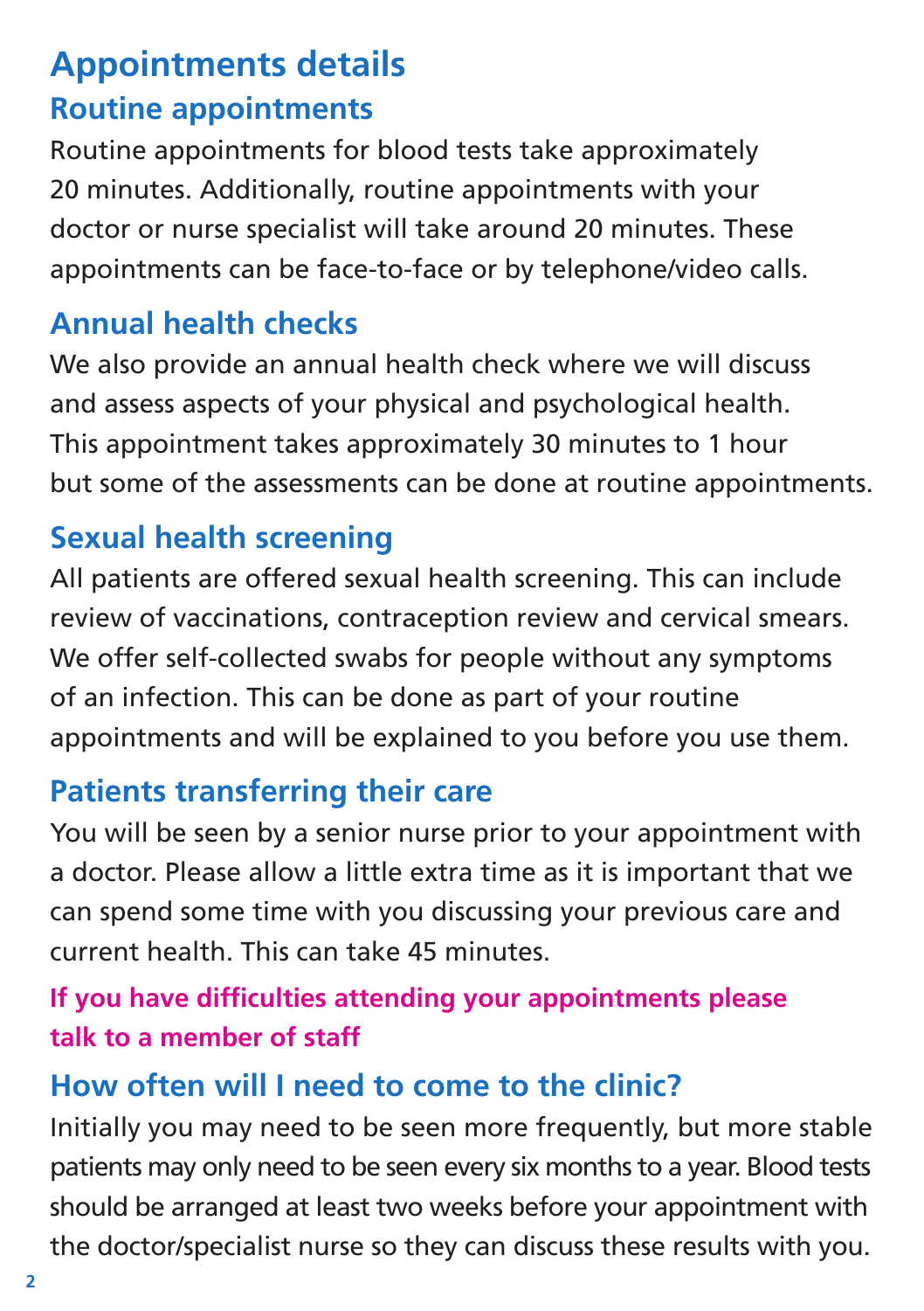# Appointments details

## Routine appointments

Routine appointments for blood tests take approximately 20 minutes. Additionally, routine appointments with your doctor or nurse specialist will take around 20 minutes. These appointments can be face-to-face or by telephone/video calls.

## Annual health checks

We also provide an annual health check where we will discuss and assess aspects of your physical and psychological health. This appointment takes approximately 30 minutes to 1 hour but some of the assessments can be done at routine appointments.

## Sexual health screening

All patients are offered sexual health screening. This can include review of vaccinations, contraception review and cervical smears. We offer self-collected swabs for people without any symptoms of an infection. This can be done as part of your routine appointments and will be explained to you before you use them.

## Patients transferring their care

You will be seen by a senior nurse prior to your appointment with a doctor. Please allow a little extra time as it is important that we can spend some time with you discussing your previous care and current health. This can take 45 minutes.

**If you have difficulties attending your appointments please talk to a member of staff**

## How often will I need to come to the clinic?

Initially you may need to be seen more frequently, but more stable patients may only need to be seen every six months to a year. Blood tests should be arranged at least two weeks before your appointment with the doctor/specialist nurse so they can discuss these results with you.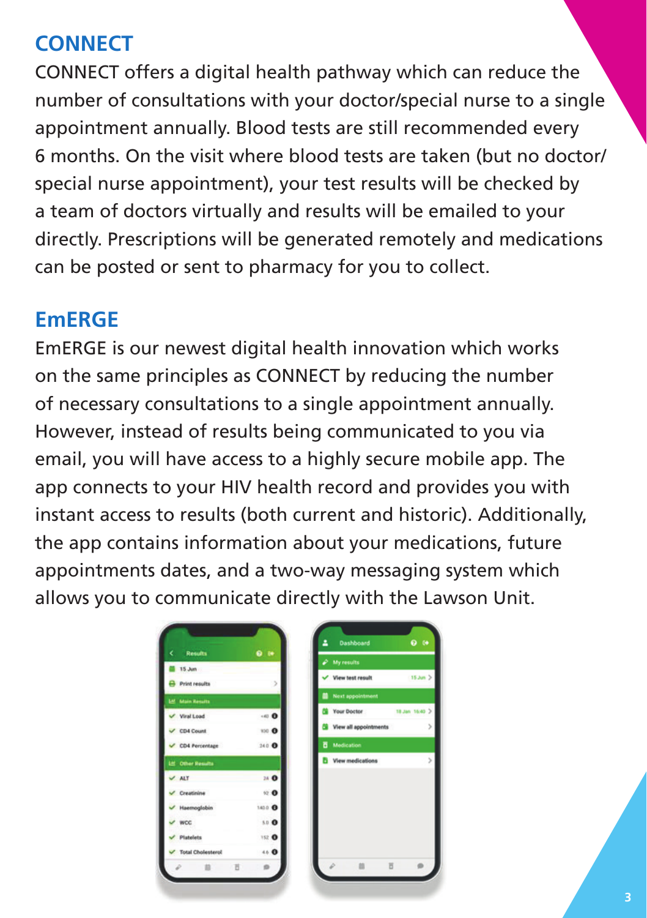## CONNECT

CONNECT offers a digital health pathway which can reduce the number of consultations with your doctor/special nurse to a single appointment annually. Blood tests are still recommended every 6 months. On the visit where blood tests are taken (but no doctor/ special nurse appointment), your test results will be checked by a team of doctors virtually and results will be emailed to your directly. Prescriptions will be generated remotely and medications can be posted or sent to pharmacy for you to collect.

## EmERGE

EmERGE is our newest digital health innovation which works on the same principles as CONNECT by reducing the number of necessary consultations to a single appointment annually. However, instead of results being communicated to you via email, you will have access to a highly secure mobile app. The app connects to your HIV health record and provides you with instant access to results (both current and historic). Additionally, the app contains information about your medications, future appointments dates, and a two-way messaging system which allows you to communicate directly with the Lawson Unit.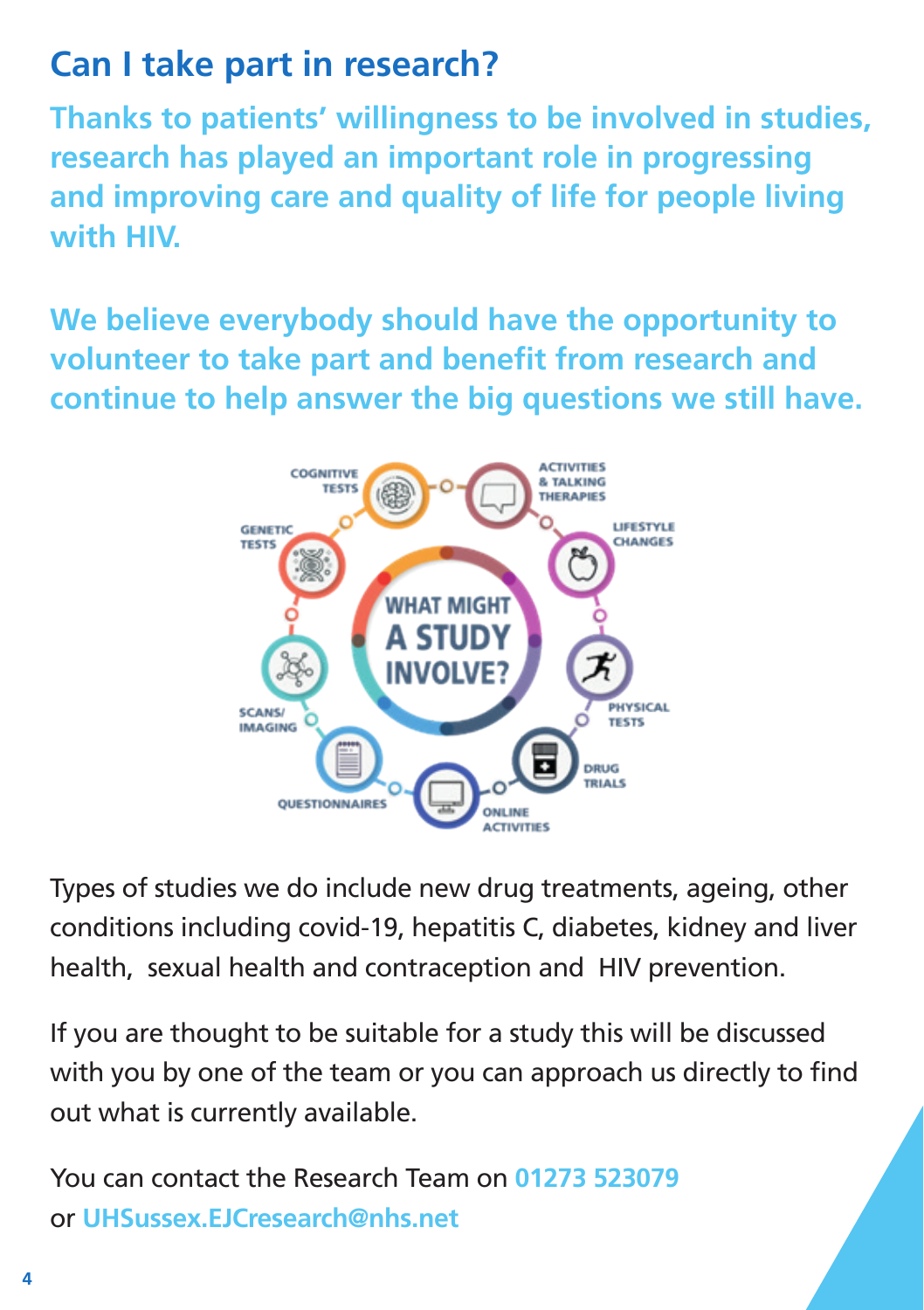## Can I take part in research?

**Thanks to patients' willingness to be involved in studies, research has played an important role in progressing and improving care and quality of life for people living with HIV.**

**We believe everybody should have the opportunity to volunteer to take part and benefit from research and continue to help answer the big questions we still have.**

WHAT MIGHT A STUDY INVOLVE?

- COGNITIVE TESTS
- ACTIVITIES & TALKING THERAPIES
- LIFESTYLE CHANGES
- PHYSICAL TESTS
- DRUG TRIALS
- ONLINE ACTIVITIES
- QUESTIONNAIRES
- SCANS/ IMAGING
- GENETIC TESTS

Types of studies we do include new drug treatments, ageing, other conditions including covid-19, hepatitis C, diabetes, kidney and liver health, sexual health and contraception and HIV prevention.

If you are thought to be suitable for a study this will be discussed with you by one of the team or you can approach us directly to find out what is currently available.

You can contact the Research Team on **01273 523079** or **UHSussex.EJCresearch@nhs.net**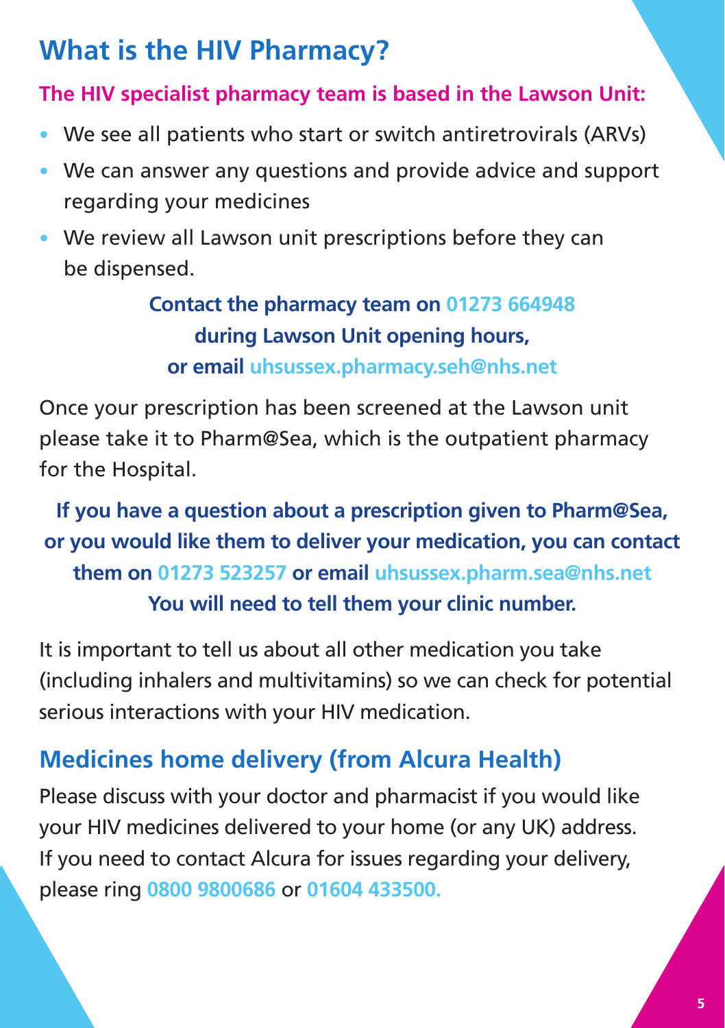## What is the HIV Pharmacy?

**The HIV specialist pharmacy team is based in the Lawson Unit:**

- We see all patients who start or switch antiretrovirals (ARVs)
- We can answer any questions and provide advice and support regarding your medicines
- We review all Lawson unit prescriptions before they can be dispensed.

**Contact the pharmacy team on 01273 664948 during Lawson Unit opening hours, or email uhsussex.pharmacy.seh@nhs.net**

Once your prescription has been screened at the Lawson unit please take it to Pharm@Sea, which is the outpatient pharmacy for the Hospital.

**If you have a question about a prescription given to Pharm@Sea, or you would like them to deliver your medication, you can contact them on 01273 523257 or email uhsussex.pharm.sea@nhs.net You will need to tell them your clinic number.**

It is important to tell us about all other medication you take (including inhalers and multivitamins) so we can check for potential serious interactions with your HIV medication.

## Medicines home delivery (from Alcura Health)

Please discuss with your doctor and pharmacist if you would like your HIV medicines delivered to your home (or any UK) address. If you need to contact Alcura for issues regarding your delivery, please ring **0800 9800686** or **01604 433500.**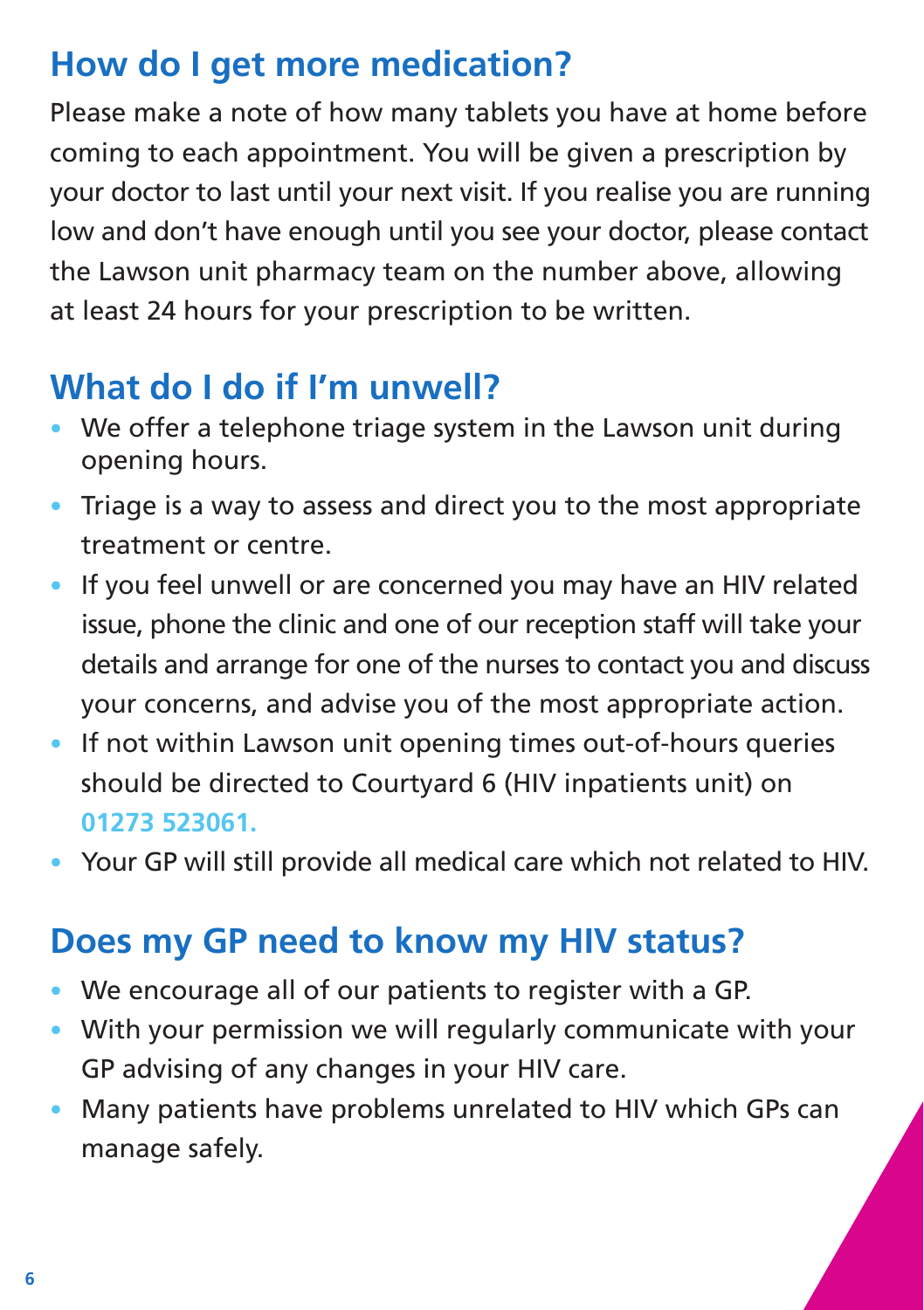## How do I get more medication?

Please make a note of how many tablets you have at home before coming to each appointment. You will be given a prescription by your doctor to last until your next visit. If you realise you are running low and don't have enough until you see your doctor, please contact the Lawson unit pharmacy team on the number above, allowing at least 24 hours for your prescription to be written.

## What do I do if I'm unwell?

- We offer a telephone triage system in the Lawson unit during opening hours.
- Triage is a way to assess and direct you to the most appropriate treatment or centre.
- If you feel unwell or are concerned you may have an HIV related issue, phone the clinic and one of our reception staff will take your details and arrange for one of the nurses to contact you and discuss your concerns, and advise you of the most appropriate action.
- If not within Lawson unit opening times out-of-hours queries should be directed to Courtyard 6 (HIV inpatients unit) on **01273 523061.**
- Your GP will still provide all medical care which not related to HIV.

## Does my GP need to know my HIV status?

- We encourage all of our patients to register with a GP.
- With your permission we will regularly communicate with your GP advising of any changes in your HIV care.
- Many patients have problems unrelated to HIV which GPs can manage safely.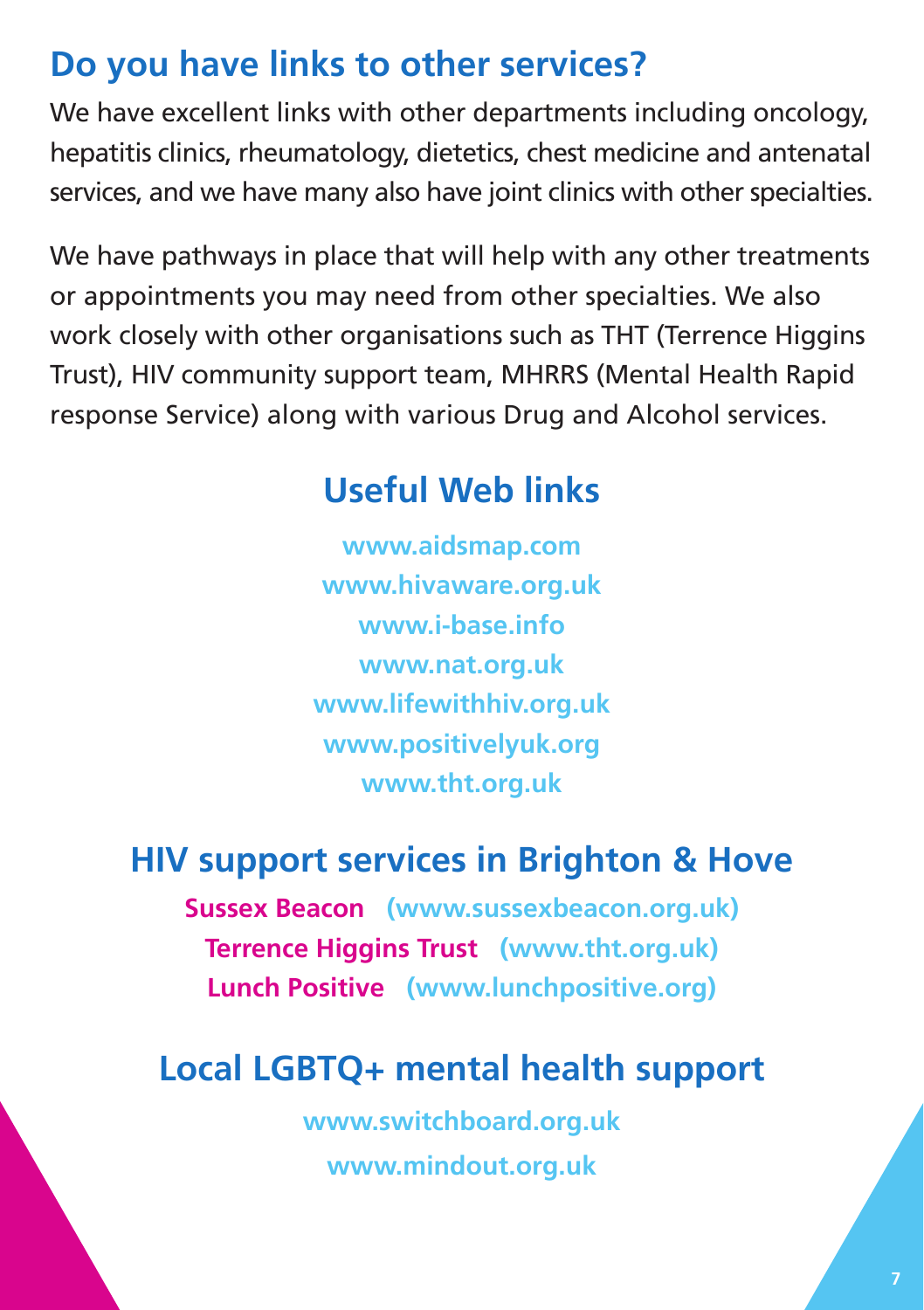## Do you have links to other services?

We have excellent links with other departments including oncology, hepatitis clinics, rheumatology, dietetics, chest medicine and antenatal services, and we have many also have joint clinics with other specialties.

We have pathways in place that will help with any other treatments or appointments you may need from other specialties. We also work closely with other organisations such as THT (Terrence Higgins Trust), HIV community support team, MHRRS (Mental Health Rapid response Service) along with various Drug and Alcohol services.

## Useful Web links

**www.aidsmap.com**
**www.hivaware.org.uk**
**www.i-base.info**
**www.nat.org.uk**
**www.lifewithhiv.org.uk**
**www.positivelyuk.org**
**www.tht.org.uk**

## HIV support services in Brighton & Hove

**Sussex Beacon** **(www.sussexbeacon.org.uk)**
**Terrence Higgins Trust** **(www.tht.org.uk)**
**Lunch Positive** **(www.lunchpositive.org)**

## Local LGBTQ+ mental health support

**www.switchboard.org.uk**
**www.mindout.org.uk**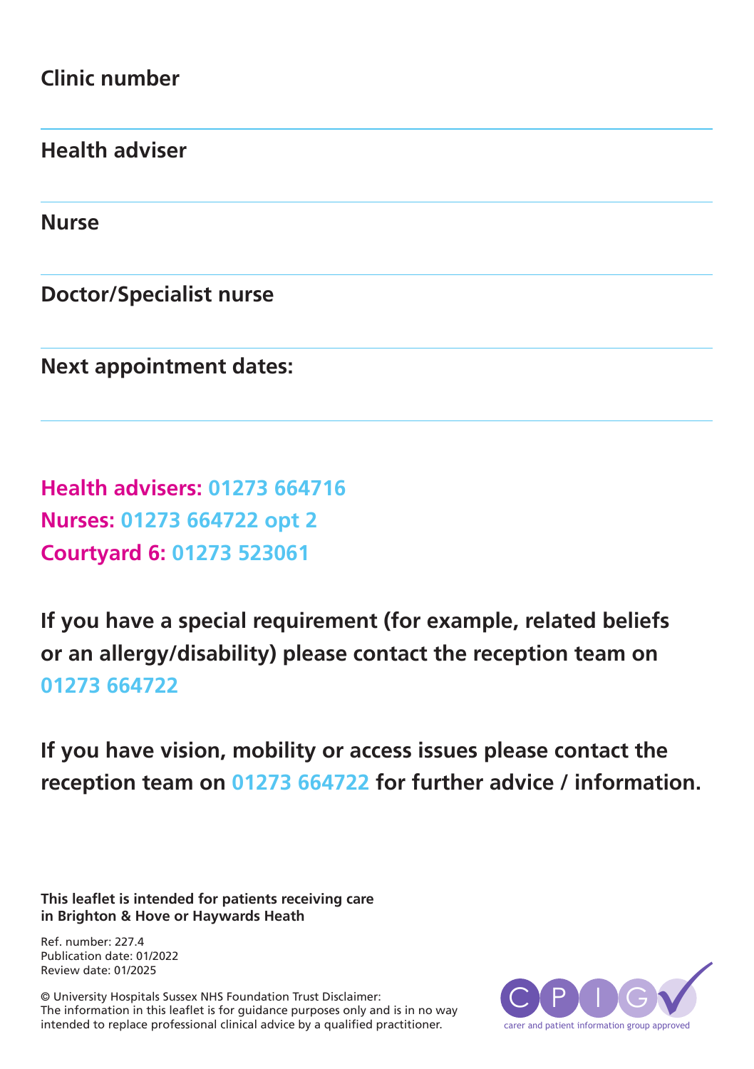**Clinic number**

---

**Health adviser**

---

**Nurse**

---

**Doctor/Specialist nurse**

---

**Next appointment dates:**

---

**Health advisers: 01273 664716**
**Nurses: 01273 664722 opt 2**
**Courtyard 6: 01273 523061**

**If you have a special requirement (for example, related beliefs or an allergy/disability) please contact the reception team on 01273 664722**

**If you have vision, mobility or access issues please contact the reception team on 01273 664722 for further advice / information.**

**This leaflet is intended for patients receiving care in Brighton & Hove or Haywards Heath**

Ref. number: 227.4
Publication date: 01/2022
Review date: 01/2025

© University Hospitals Sussex NHS Foundation Trust Disclaimer:
The information in this leaflet is for guidance purposes only and is in no way intended to replace professional clinical advice by a qualified practitioner.

CPIG carer and patient information group approved